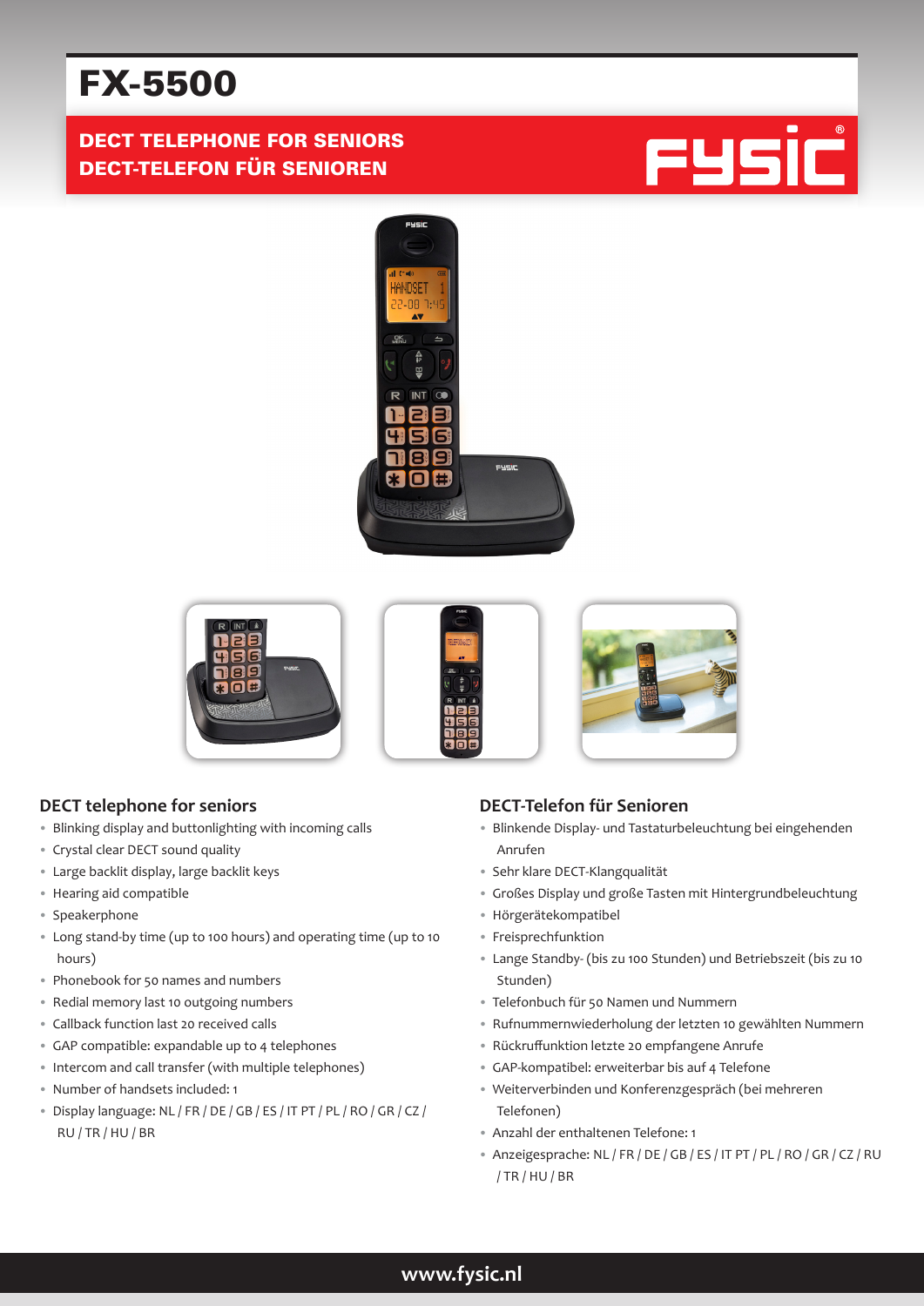# FX-5500

## DECT TELEPHONE FOR SENIORS
## DECT-TELEFON FÜR SENIOREN

FYSIC®

### DECT telephone for seniors

- Blinking display and buttonlighting with incoming calls
- Crystal clear DECT sound quality
- Large backlit display, large backlit keys
- Hearing aid compatible
- Speakerphone
- Long stand-by time (up to 100 hours) and operating time (up to 10 hours)
- Phonebook for 50 names and numbers
- Redial memory last 10 outgoing numbers
- Callback function last 20 received calls
- GAP compatible: expandable up to 4 telephones
- Intercom and call transfer (with multiple telephones)
- Number of handsets included: 1
- Display language: NL / FR / DE / GB / ES / IT PT / PL / RO / GR / CZ / RU / TR / HU / BR

### DECT-Telefon für Senioren

- Blinkende Display- und Tastaturbeleuchtung bei eingehenden Anrufen
- Sehr klare DECT-Klangqualität
- Großes Display und große Tasten mit Hintergrundbeleuchtung
- Hörgerätekompatibel
- Freisprechfunktion
- Lange Standby- (bis zu 100 Stunden) und Betriebszeit (bis zu 10 Stunden)
- Telefonbuch für 50 Namen und Nummern
- Rufnummernwiederholung der letzten 10 gewählten Nummern
- Rückruffunktion letzte 20 empfangene Anrufe
- GAP-kompatibel: erweiterbar bis auf 4 Telefone
- Weiterverbinden und Konferenzgespräch (bei mehreren Telefonen)
- Anzahl der enthaltenen Telefone: 1
- Anzeigesprache: NL / FR / DE / GB / ES / IT PT / PL / RO / GR / CZ / RU / TR / HU / BR

www.fysic.nl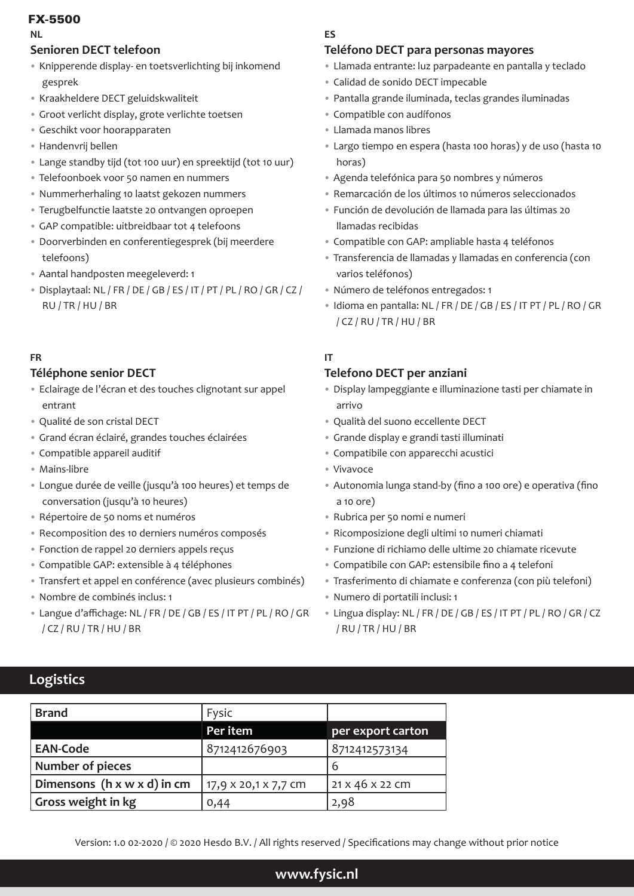FX-5500

NL

## Senioren DECT telefoon

- Knipperende display- en toetsverlichting bij inkomend gesprek
- Kraakheldere DECT geluidskwaliteit
- Groot verlicht display, grote verlichte toetsen
- Geschikt voor hoorapparaten
- Handenvrij bellen
- Lange standby tijd (tot 100 uur) en spreektijd (tot 10 uur)
- Telefoonboek voor 50 namen en nummers
- Nummerherhaling 10 laatst gekozen nummers
- Terugbelfunctie laatste 20 ontvangen oproepen
- GAP compatible: uitbreidbaar tot 4 telefoons
- Doorverbinden en conferentiegesprek (bij meerdere telefoons)
- Aantal handposten meegeleverd: 1
- Displaytaal: NL / FR / DE / GB / ES / IT / PT / PL / RO / GR / CZ / RU / TR / HU / BR

FR

## Téléphone senior DECT

- Eclairage de l'écran et des touches clignotant sur appel entrant
- Qualité de son cristal DECT
- Grand écran éclairé, grandes touches éclairées
- Compatible appareil auditif
- Mains-libre
- Longue durée de veille (jusqu'à 100 heures) et temps de conversation (jusqu'à 10 heures)
- Répertoire de 50 noms et numéros
- Recomposition des 10 derniers numéros composés
- Fonction de rappel 20 derniers appels reçus
- Compatible GAP: extensible à 4 téléphones
- Transfert et appel en conférence (avec plusieurs combinés)
- Nombre de combinés inclus: 1
- Langue d'affichage: NL / FR / DE / GB / ES / IT PT / PL / RO / GR / CZ / RU / TR / HU / BR

ES

## Teléfono DECT para personas mayores

- Llamada entrante: luz parpadeante en pantalla y teclado
- Calidad de sonido DECT impecable
- Pantalla grande iluminada, teclas grandes iluminadas
- Compatible con audífonos
- Llamada manos libres
- Largo tiempo en espera (hasta 100 horas) y de uso (hasta 10 horas)
- Agenda telefónica para 50 nombres y números
- Remarcación de los últimos 10 números seleccionados
- Función de devolución de llamada para las últimas 20 llamadas recibidas
- Compatible con GAP: ampliable hasta 4 teléfonos
- Transferencia de llamadas y llamadas en conferencia (con varios teléfonos)
- Número de teléfonos entregados: 1
- Idioma en pantalla: NL / FR / DE / GB / ES / IT PT / PL / RO / GR / CZ / RU / TR / HU / BR

IT

## Telefono DECT per anziani

- Display lampeggiante e illuminazione tasti per chiamate in arrivo
- Qualità del suono eccellente DECT
- Grande display e grandi tasti illuminati
- Compatibile con apparecchi acustici
- Vivavoce
- Autonomia lunga stand-by (fino a 100 ore) e operativa (fino a 10 ore)
- Rubrica per 50 nomi e numeri
- Ricomposizione degli ultimi 10 numeri chiamati
- Funzione di richiamo delle ultime 20 chiamate ricevute
- Compatibile con GAP: estensibile fino a 4 telefoni
- Trasferimento di chiamate e conferenza (con più telefoni)
- Numero di portatili inclusi: 1
- Lingua display: NL / FR / DE / GB / ES / IT PT / PL / RO / GR / CZ / RU / TR / HU / BR

## Logistics

| **Brand** | Fysic | |
|---|---|---|
| | **Per item** | **per export carton** |
| **EAN-Code** | 8712412676903 | 8712412573134 |
| **Number of pieces** | | 6 |
| **Dimensons (h x w x d) in cm** | 17,9 x 20,1 x 7,7 cm | 21 x 46 x 22 cm |
| **Gross weight in kg** | 0,44 | 2,98 |

Version: 1.0 02-2020 / © 2020 Hesdo B.V. / All rights reserved / Specifications may change without prior notice

**www.fysic.nl**